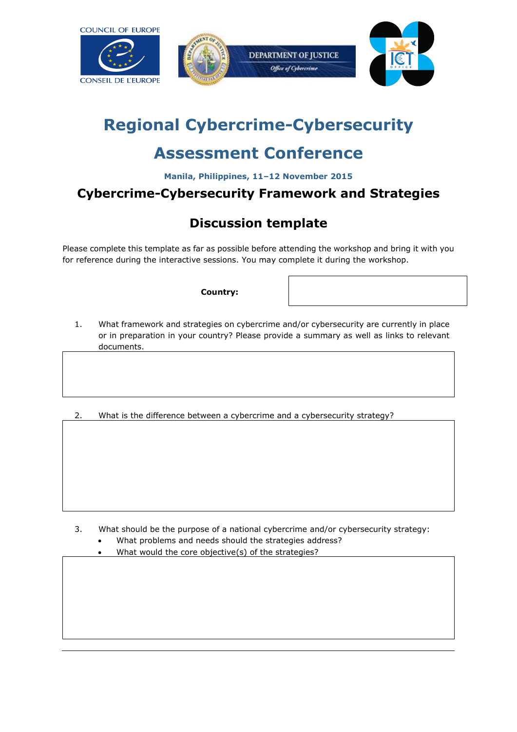COUNCIL OF EUROPE

CONSEIL DE L'EUROPE

DEPARTMENT OF JUSTICE

*Office of Cybercrime*

# Regional Cybercrime-Cybersecurity Assessment Conference

**Manila, Philippines, 11–12 November 2015**

## Cybercrime-Cybersecurity Framework and Strategies

## Discussion template

Please complete this template as far as possible before attending the workshop and bring it with you for reference during the interactive sessions. You may complete it during the workshop.

| **Country:** | |
|---|---|

1. What framework and strategies on cybercrime and/or cybersecurity are currently in place or in preparation in your country? Please provide a summary as well as links to relevant documents.

2. What is the difference between a cybercrime and a cybersecurity strategy?

3. What should be the purpose of a national cybercrime and/or cybersecurity strategy:
   - What problems and needs should the strategies address?
   - What would the core objective(s) of the strategies?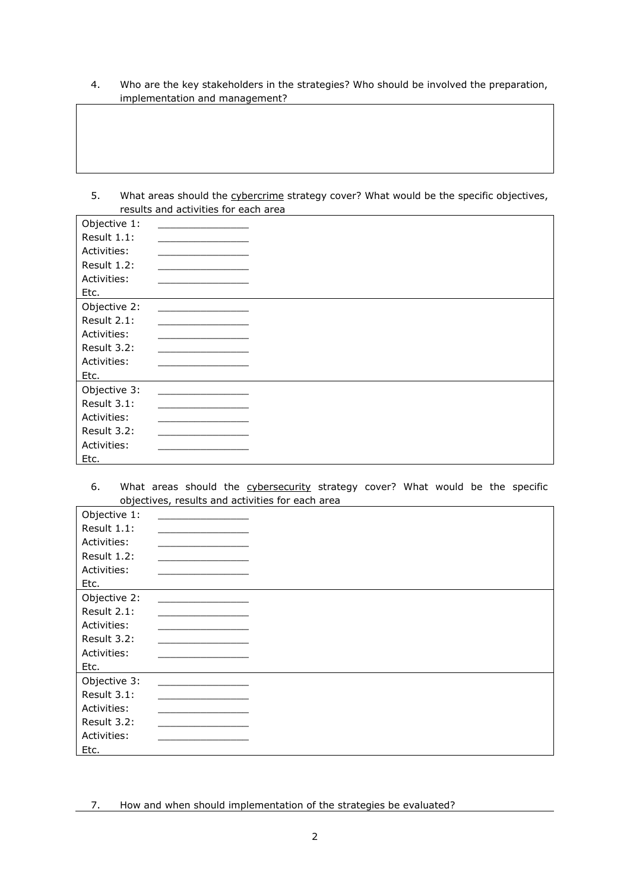4. Who are the key stakeholders in the strategies? Who should be involved the preparation, implementation and management?

| |
|---|
| |

5. What areas should the <u>cybercrime</u> strategy cover? What would be the specific objectives, results and activities for each area

| |
|---|
| Objective 1: ________________<br>Result 1.1: ________________<br>Activities: ________________<br>Result 1.2: ________________<br>Activities: ________________<br>Etc. |
| Objective 2: ________________<br>Result 2.1: ________________<br>Activities: ________________<br>Result 3.2: ________________<br>Activities: ________________<br>Etc. |
| Objective 3: ________________<br>Result 3.1: ________________<br>Activities: ________________<br>Result 3.2: ________________<br>Activities: ________________<br>Etc. |

6. What areas should the <u>cybersecurity</u> strategy cover? What would be the specific objectives, results and activities for each area

| |
|---|
| Objective 1: ________________<br>Result 1.1: ________________<br>Activities: ________________<br>Result 1.2: ________________<br>Activities: ________________<br>Etc. |
| Objective 2: ________________<br>Result 2.1: ________________<br>Activities: ________________<br>Result 3.2: ________________<br>Activities: ________________<br>Etc. |
| Objective 3: ________________<br>Result 3.1: ________________<br>Activities: ________________<br>Result 3.2: ________________<br>Activities: ________________<br>Etc. |

7. How and when should implementation of the strategies be evaluated?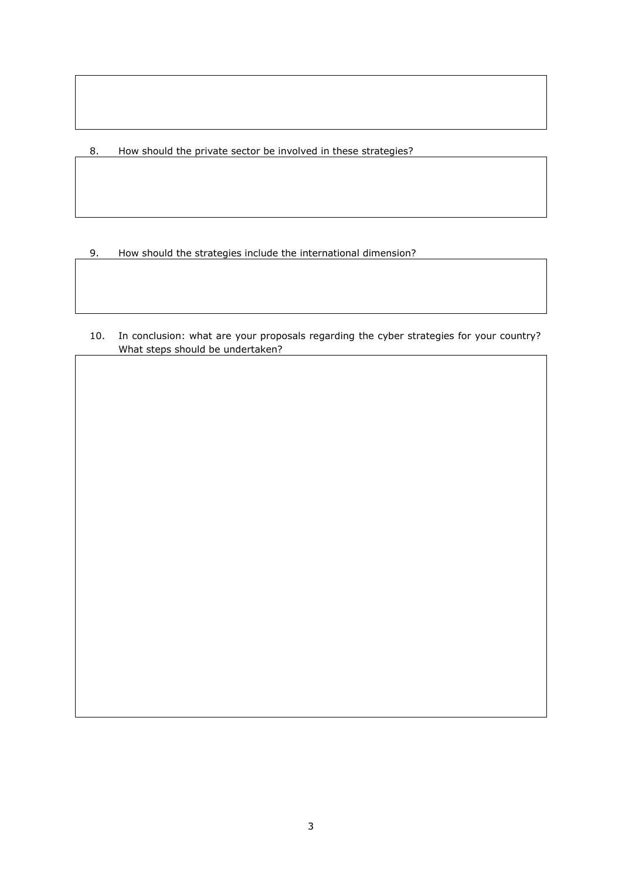8. How should the private sector be involved in these strategies?

9. How should the strategies include the international dimension?

10. In conclusion: what are your proposals regarding the cyber strategies for your country? What steps should be undertaken?